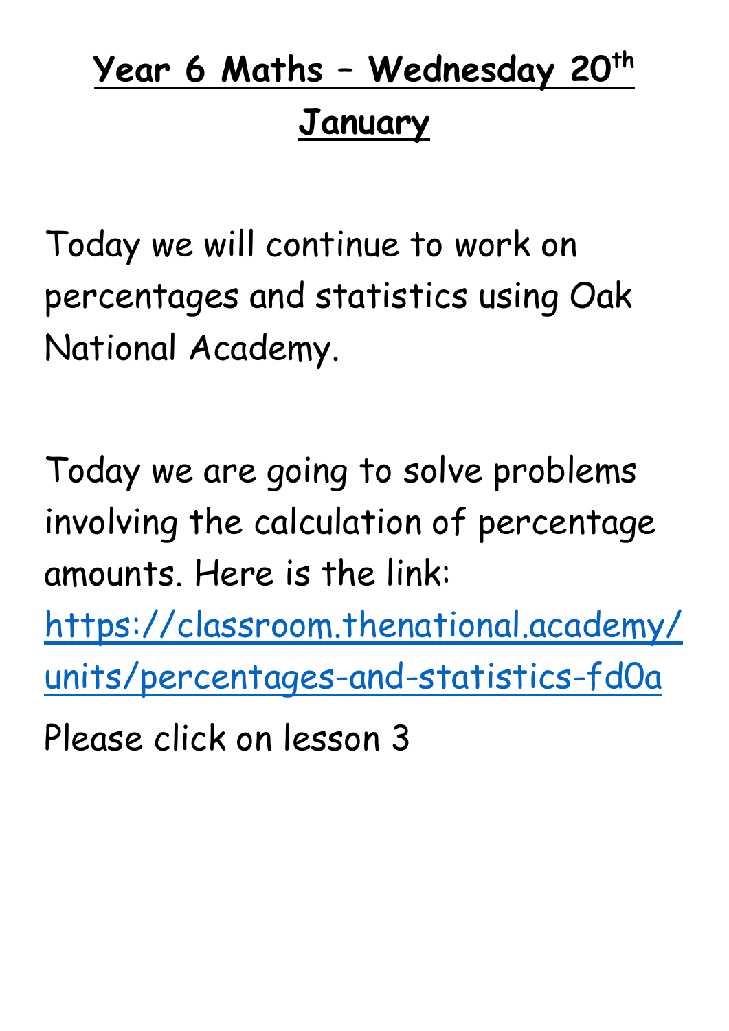# Year 6 Maths – Wednesday 20th January

Today we will continue to work on percentages and statistics using Oak National Academy.

Today we are going to solve problems involving the calculation of percentage amounts. Here is the link: [https://classroom.thenational.academy/units/percentages-and-statistics-fd0a](https://classroom.thenational.academy/units/percentages-and-statistics-fd0a)

Please click on lesson 3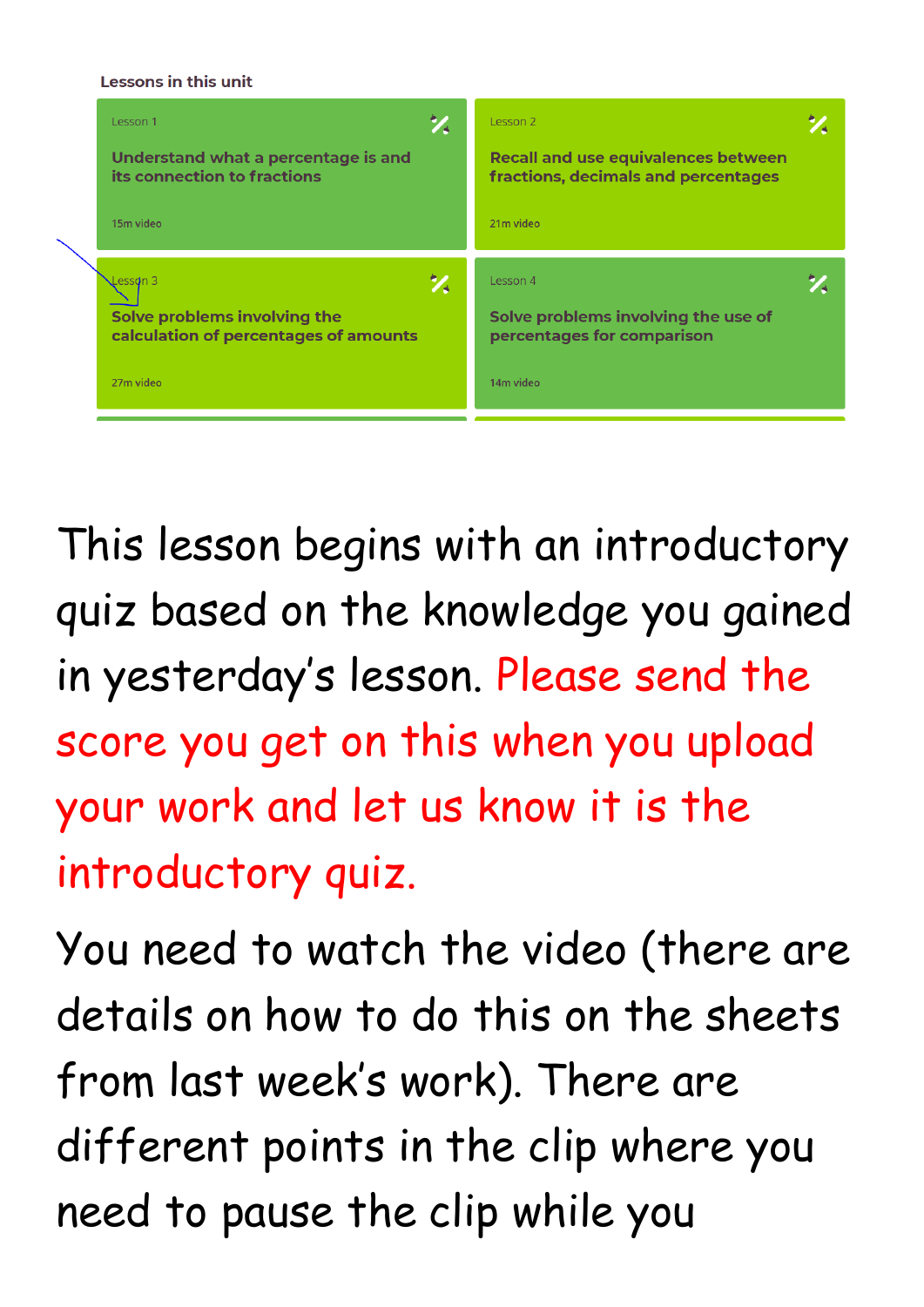**Lessons in this unit**

| Lesson | Title | Video |
| --- | --- | --- |
| Lesson 1 | Understand what a percentage is and its connection to fractions | 15m video |
| Lesson 2 | Recall and use equivalences between fractions, decimals and percentages | 21m video |
| Lesson 3 | Solve problems involving the calculation of percentages of amounts | 27m video |
| Lesson 4 | Solve problems involving the use of percentages for comparison | 14m video |

This lesson begins with an introductory quiz based on the knowledge you gained in yesterday's lesson. Please send the score you get on this when you upload your work and let us know it is the introductory quiz.

You need to watch the video (there are details on how to do this on the sheets from last week's work). There are different points in the clip where you need to pause the clip while you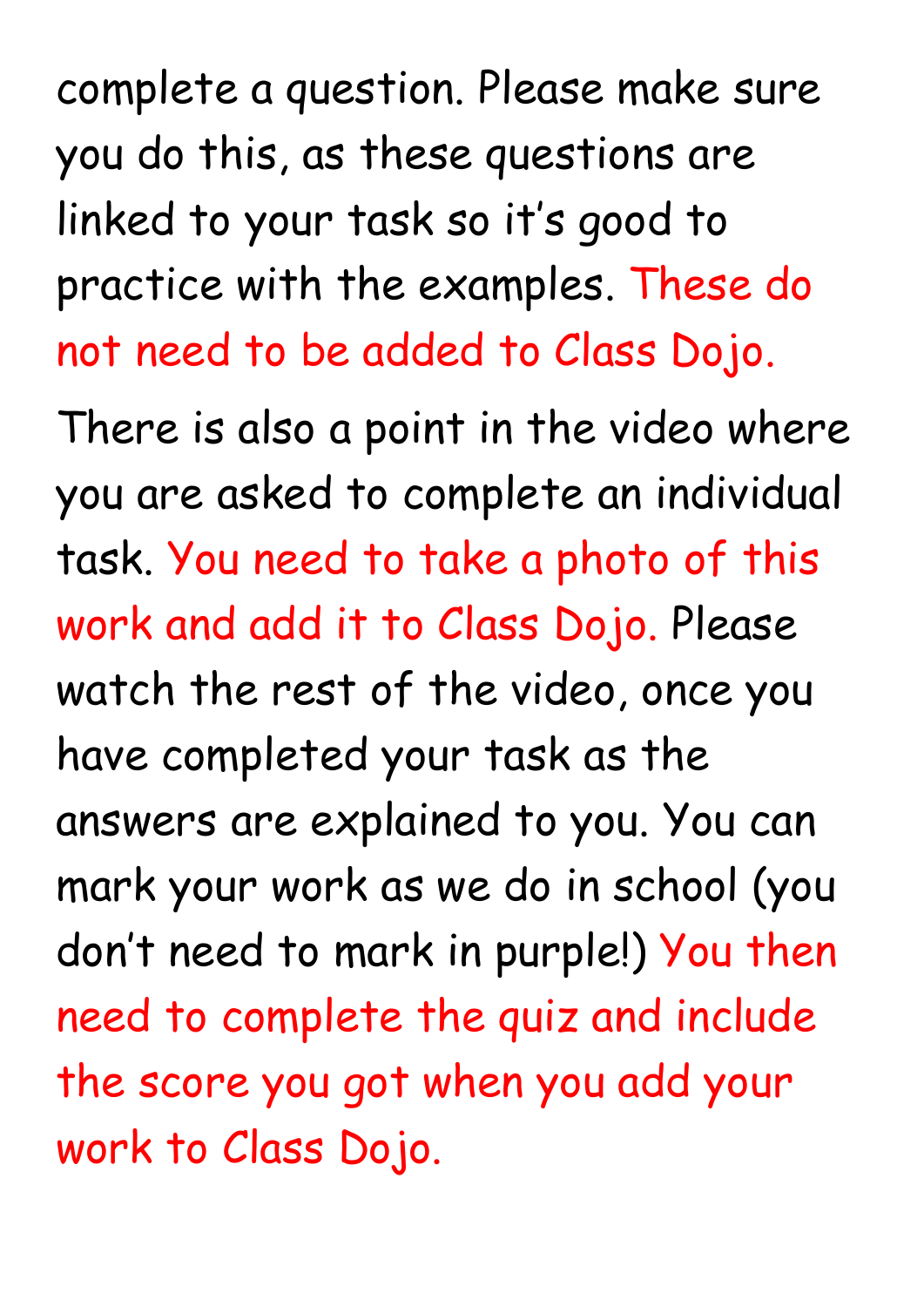complete a question. Please make sure you do this, as these questions are linked to your task so it's good to practice with the examples. These do not need to be added to Class Dojo.

There is also a point in the video where you are asked to complete an individual task. You need to take a photo of this work and add it to Class Dojo. Please watch the rest of the video, once you have completed your task as the answers are explained to you. You can mark your work as we do in school (you don't need to mark in purple!) You then need to complete the quiz and include the score you got when you add your work to Class Dojo.